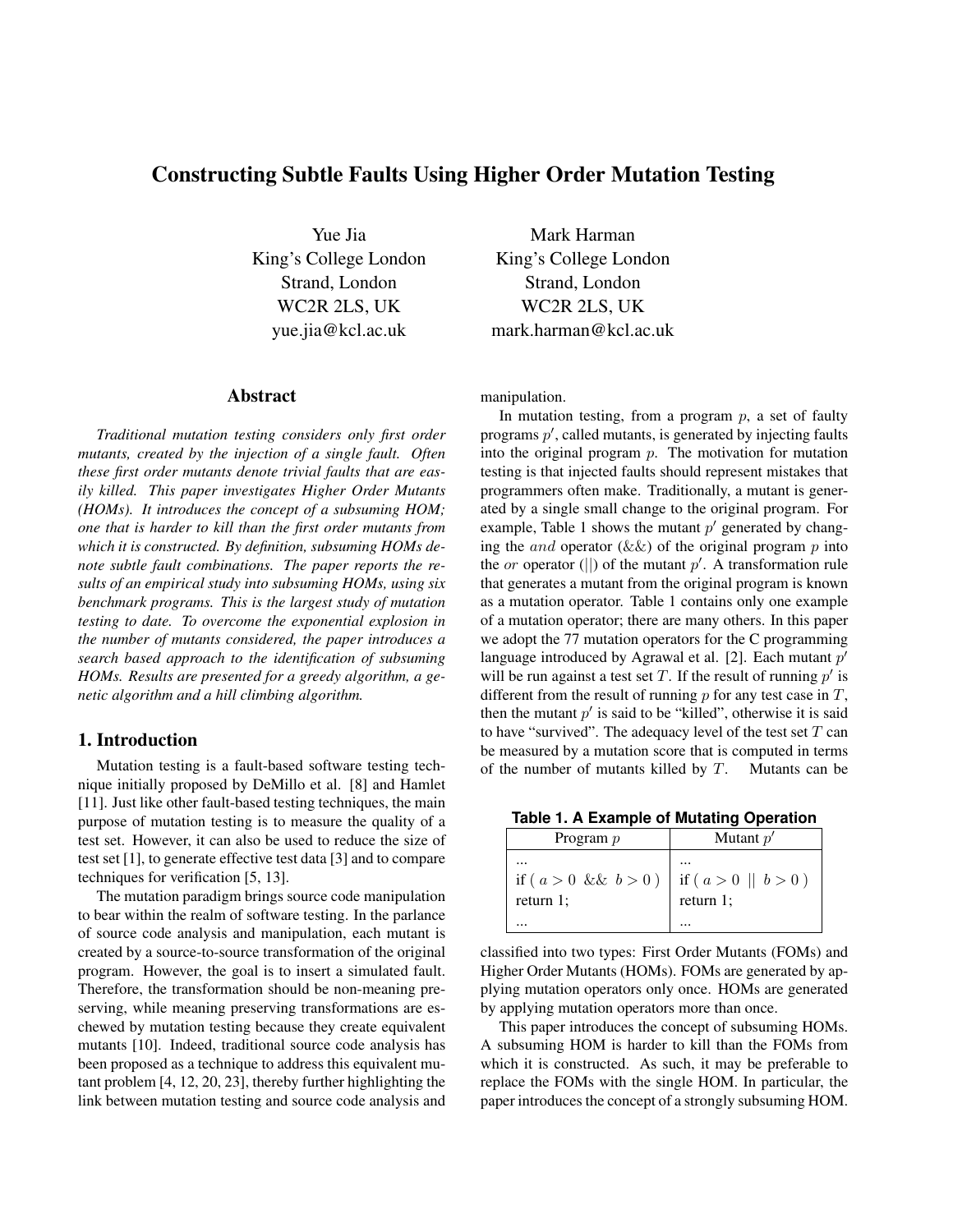# Constructing Subtle Faults Using Higher Order Mutation Testing

Yue Jia
King's College London
Strand, London
WC2R 2LS, UK
yue.jia@kcl.ac.uk

Mark Harman
King's College London
Strand, London
WC2R 2LS, UK
mark.harman@kcl.ac.uk

## Abstract

*Traditional mutation testing considers only first order mutants, created by the injection of a single fault. Often these first order mutants denote trivial faults that are easily killed. This paper investigates Higher Order Mutants (HOMs). It introduces the concept of a subsuming HOM; one that is harder to kill than the first order mutants from which it is constructed. By definition, subsuming HOMs denote subtle fault combinations. The paper reports the results of an empirical study into subsuming HOMs, using six benchmark programs. This is the largest study of mutation testing to date. To overcome the exponential explosion in the number of mutants considered, the paper introduces a search based approach to the identification of subsuming HOMs. Results are presented for a greedy algorithm, a genetic algorithm and a hill climbing algorithm.*

## 1. Introduction

Mutation testing is a fault-based software testing technique initially proposed by DeMillo et al. [8] and Hamlet [11]. Just like other fault-based testing techniques, the main purpose of mutation testing is to measure the quality of a test set. However, it can also be used to reduce the size of test set [1], to generate effective test data [3] and to compare techniques for verification [5, 13].

The mutation paradigm brings source code manipulation to bear within the realm of software testing. In the parlance of source code analysis and manipulation, each mutant is created by a source-to-source transformation of the original program. However, the goal is to insert a simulated fault. Therefore, the transformation should be non-meaning preserving, while meaning preserving transformations are eschewed by mutation testing because they create equivalent mutants [10]. Indeed, traditional source code analysis has been proposed as a technique to address this equivalent mutant problem [4, 12, 20, 23], thereby further highlighting the link between mutation testing and source code analysis and manipulation.

In mutation testing, from a program $p$, a set of faulty programs $p'$, called mutants, is generated by injecting faults into the original program $p$. The motivation for mutation testing is that injected faults should represent mistakes that programmers often make. Traditionally, a mutant is generated by a single small change to the original program. For example, Table 1 shows the mutant $p'$ generated by changing the $and$ operator (&&) of the original program $p$ into the $or$ operator (||) of the mutant $p'$. A transformation rule that generates a mutant from the original program is known as a mutation operator. Table 1 contains only one example of a mutation operator; there are many others. In this paper we adopt the 77 mutation operators for the C programming language introduced by Agrawal et al. [2]. Each mutant $p'$ will be run against a test set $T$. If the result of running $p'$ is different from the result of running $p$ for any test case in $T$, then the mutant $p'$ is said to be "killed", otherwise it is said to have "survived". The adequacy level of the test set $T$ can be measured by a mutation score that is computed in terms of the number of mutants killed by $T$. Mutants can be classified into two types: First Order Mutants (FOMs) and Higher Order Mutants (HOMs). FOMs are generated by applying mutation operators only once. HOMs are generated by applying mutation operators more than once.

**Table 1. A Example of Mutating Operation**

| Program $p$ | Mutant $p'$ |
|---|---|
| ... | ... |
| if ( $a > 0$ && $b > 0$ ) | if ( $a > 0$ \|\| $b > 0$ ) |
| return 1; | return 1; |
| ... | ... |

This paper introduces the concept of subsuming HOMs. A subsuming HOM is harder to kill than the FOMs from which it is constructed. As such, it may be preferable to replace the FOMs with the single HOM. In particular, the paper introduces the concept of a strongly subsuming HOM.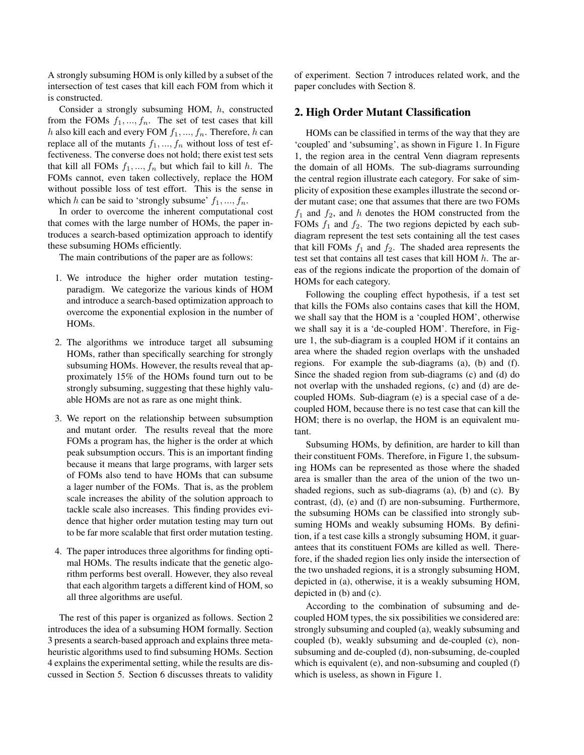A strongly subsuming HOM is only killed by a subset of the intersection of test cases that kill each FOM from which it is constructed.

Consider a strongly subsuming HOM, $h$, constructed from the FOMs $f_1, ..., f_n$. The set of test cases that kill $h$ also kill each and every FOM $f_1, ..., f_n$. Therefore, $h$ can replace all of the mutants $f_1, ..., f_n$ without loss of test effectiveness. The converse does not hold; there exist test sets that kill all FOMs $f_1, ..., f_n$ but which fail to kill $h$. The FOMs cannot, even taken collectively, replace the HOM without possible loss of test effort. This is the sense in which $h$ can be said to 'strongly subsume' $f_1, ..., f_n$.

In order to overcome the inherent computational cost that comes with the large number of HOMs, the paper introduces a search-based optimization approach to identify these subsuming HOMs efficiently.

The main contributions of the paper are as follows:

1. We introduce the higher order mutation testing-paradigm. We categorize the various kinds of HOM and introduce a search-based optimization approach to overcome the exponential explosion in the number of HOMs.
2. The algorithms we introduce target all subsuming HOMs, rather than specifically searching for strongly subsuming HOMs. However, the results reveal that approximately 15% of the HOMs found turn out to be strongly subsuming, suggesting that these highly valuable HOMs are not as rare as one might think.
3. We report on the relationship between subsumption and mutant order. The results reveal that the more FOMs a program has, the higher is the order at which peak subsumption occurs. This is an important finding because it means that large programs, with larger sets of FOMs also tend to have HOMs that can subsume a lager number of the FOMs. That is, as the problem scale increases the ability of the solution approach to tackle scale also increases. This finding provides evidence that higher order mutation testing may turn out to be far more scalable that first order mutation testing.
4. The paper introduces three algorithms for finding optimal HOMs. The results indicate that the genetic algorithm performs best overall. However, they also reveal that each algorithm targets a different kind of HOM, so all three algorithms are useful.

The rest of this paper is organized as follows. Section 2 introduces the idea of a subsuming HOM formally. Section 3 presents a search-based approach and explains three meta-heuristic algorithms used to find subsuming HOMs. Section 4 explains the experimental setting, while the results are discussed in Section 5. Section 6 discusses threats to validity of experiment. Section 7 introduces related work, and the paper concludes with Section 8.

## 2. High Order Mutant Classification

HOMs can be classified in terms of the way that they are 'coupled' and 'subsuming', as shown in Figure 1. In Figure 1, the region area in the central Venn diagram represents the domain of all HOMs. The sub-diagrams surrounding the central region illustrate each category. For sake of simplicity of exposition these examples illustrate the second order mutant case; one that assumes that there are two FOMs $f_1$ and $f_2$, and $h$ denotes the HOM constructed from the FOMs $f_1$ and $f_2$. The two regions depicted by each sub-diagram represent the test sets containing all the test cases that kill FOMs $f_1$ and $f_2$. The shaded area represents the test set that contains all test cases that kill HOM $h$. The areas of the regions indicate the proportion of the domain of HOMs for each category.

Following the coupling effect hypothesis, if a test set that kills the FOMs also contains cases that kill the HOM, we shall say that the HOM is a 'coupled HOM', otherwise we shall say it is a 'de-coupled HOM'. Therefore, in Figure 1, the sub-diagram is a coupled HOM if it contains an area where the shaded region overlaps with the unshaded regions. For example the sub-diagrams (a), (b) and (f). Since the shaded region from sub-diagrams (c) and (d) do not overlap with the unshaded regions, (c) and (d) are decoupled HOMs. Sub-diagram (e) is a special case of a decoupled HOM, because there is no test case that can kill the HOM; there is no overlap, the HOM is an equivalent mutant.

Subsuming HOMs, by definition, are harder to kill than their constituent FOMs. Therefore, in Figure 1, the subsuming HOMs can be represented as those where the shaded area is smaller than the area of the union of the two unshaded regions, such as sub-diagrams (a), (b) and (c). By contrast, (d), (e) and (f) are non-subsuming. Furthermore, the subsuming HOMs can be classified into strongly subsuming HOMs and weakly subsuming HOMs. By definition, if a test case kills a strongly subsuming HOM, it guarantees that its constituent FOMs are killed as well. Therefore, if the shaded region lies only inside the intersection of the two unshaded regions, it is a strongly subsuming HOM, depicted in (a), otherwise, it is a weakly subsuming HOM, depicted in (b) and (c).

According to the combination of subsuming and decoupled HOM types, the six possibilities we considered are: strongly subsuming and coupled (a), weakly subsuming and coupled (b), weakly subsuming and de-coupled (c), non-subsuming and de-coupled (d), non-subsuming, de-coupled which is equivalent (e), and non-subsuming and coupled (f) which is useless, as shown in Figure 1.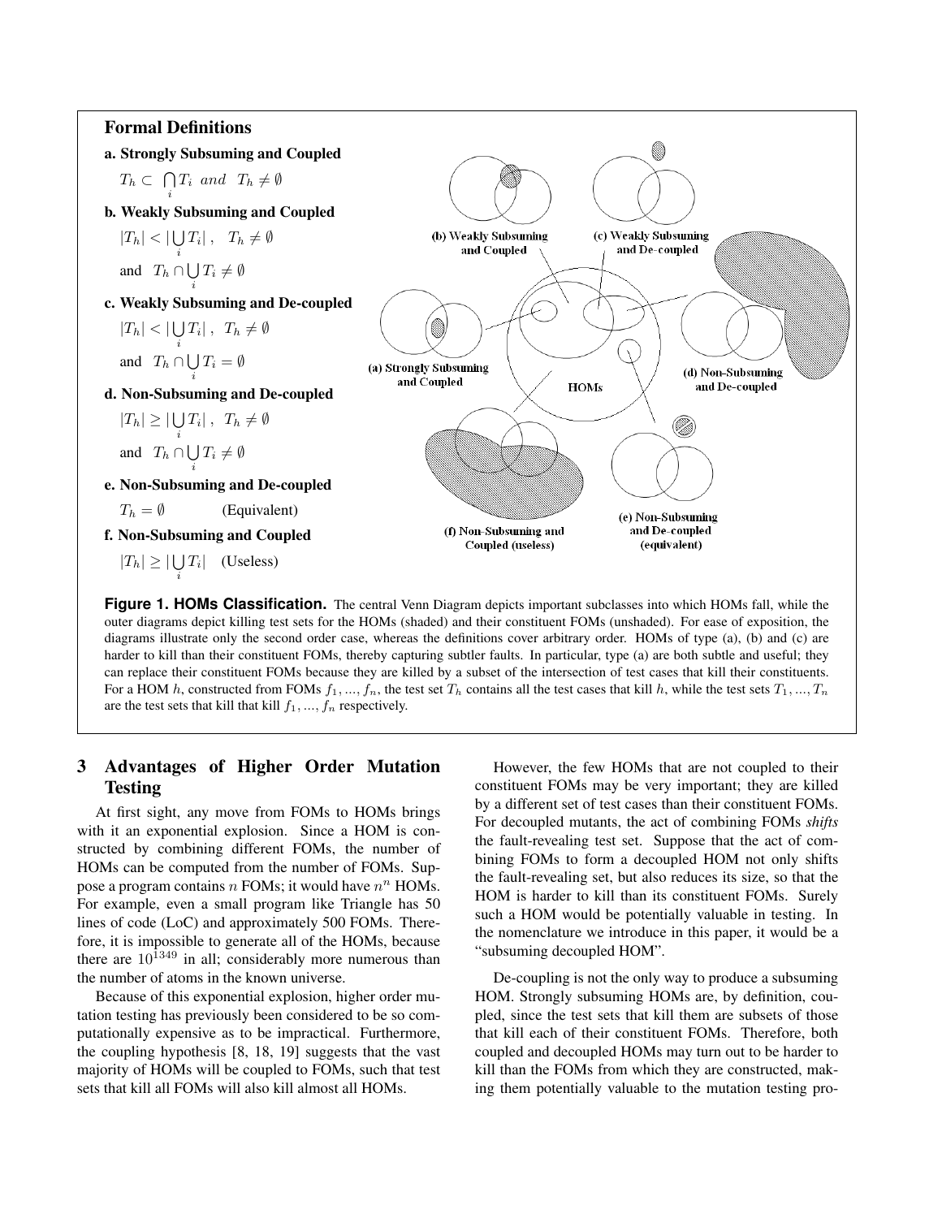## Formal Definitions

**a. Strongly Subsuming and Coupled**

$T_h \subset \bigcap_i T_i \ and \ T_h \neq \emptyset$

**b. Weakly Subsuming and Coupled**

$|T_h| < |\bigcup_i T_i|, \ \ T_h \neq \emptyset$

and $T_h \cap \bigcup_i T_i \neq \emptyset$

**c. Weakly Subsuming and De-coupled**

$|T_h| < |\bigcup_i T_i|, \ \ T_h \neq \emptyset$

and $T_h \cap \bigcup_i T_i = \emptyset$

**d. Non-Subsuming and De-coupled**

$|T_h| \geq |\bigcup_i T_i|, \ \ T_h \neq \emptyset$

and $T_h \cap \bigcup_i T_i \neq \emptyset$

**e. Non-Subsuming and De-coupled**

$T_h = \emptyset$ (Equivalent)

**f. Non-Subsuming and Coupled**

$|T_h| \geq |\bigcup_i T_i|$ (Useless)

(a) Strongly Subsuming and Coupled; (b) Weakly Subsuming and Coupled; (c) Weakly Subsuming and De-coupled; (d) Non-Subsuming and De-coupled; (e) Non-Subsuming and De-coupled (equivalent); (f) Non-Subsuming and Coupled (useless); HOMs

**Figure 1. HOMs Classification.** The central Venn Diagram depicts important subclasses into which HOMs fall, while the outer diagrams depict killing test sets for the HOMs (shaded) and their constituent FOMs (unshaded). For ease of exposition, the diagrams illustrate only the second order case, whereas the definitions cover arbitrary order. HOMs of type (a), (b) and (c) are harder to kill than their constituent FOMs, thereby capturing subtler faults. In particular, type (a) are both subtle and useful; they can replace their constituent FOMs because they are killed by a subset of the intersection of test cases that kill their constituents. For a HOM $h$, constructed from FOMs $f_1, ..., f_n$, the test set $T_h$ contains all the test cases that kill $h$, while the test sets $T_1, ..., T_n$ are the test sets that kill that kill $f_1, ..., f_n$ respectively.

## 3 Advantages of Higher Order Mutation Testing

At first sight, any move from FOMs to HOMs brings with it an exponential explosion. Since a HOM is constructed by combining different FOMs, the number of HOMs can be computed from the number of FOMs. Suppose a program contains $n$ FOMs; it would have $n^n$ HOMs. For example, even a small program like Triangle has 50 lines of code (LoC) and approximately 500 FOMs. Therefore, it is impossible to generate all of the HOMs, because there are $10^{1349}$ in all; considerably more numerous than the number of atoms in the known universe.

Because of this exponential explosion, higher order mutation testing has previously been considered to be so computationally expensive as to be impractical. Furthermore, the coupling hypothesis [8, 18, 19] suggests that the vast majority of HOMs will be coupled to FOMs, such that test sets that kill all FOMs will also kill almost all HOMs.

However, the few HOMs that are not coupled to their constituent FOMs may be very important; they are killed by a different set of test cases than their constituent FOMs. For decoupled mutants, the act of combining FOMs *shifts* the fault-revealing test set. Suppose that the act of combining FOMs to form a decoupled HOM not only shifts the fault-revealing set, but also reduces its size, so that the HOM is harder to kill than its constituent FOMs. Surely such a HOM would be potentially valuable in testing. In the nomenclature we introduce in this paper, it would be a "subsuming decoupled HOM".

De-coupling is not the only way to produce a subsuming HOM. Strongly subsuming HOMs are, by definition, coupled, since the test sets that kill them are subsets of those that kill each of their constituent FOMs. Therefore, both coupled and decoupled HOMs may turn out to be harder to kill than the FOMs from which they are constructed, making them potentially valuable to the mutation testing pro-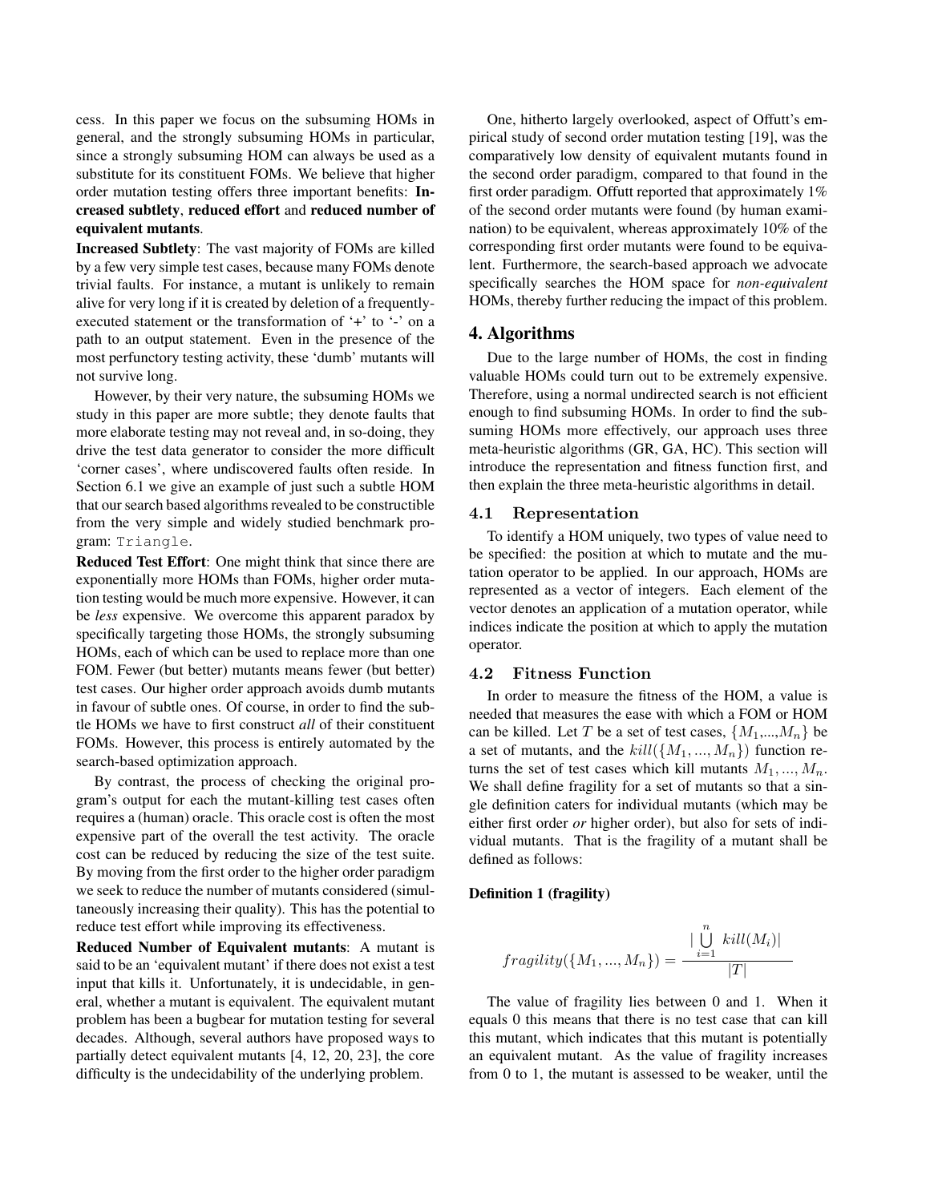cess. In this paper we focus on the subsuming HOMs in general, and the strongly subsuming HOMs in particular, since a strongly subsuming HOM can always be used as a substitute for its constituent FOMs. We believe that higher order mutation testing offers three important benefits: **Increased subtlety**, **reduced effort** and **reduced number of equivalent mutants**.

**Increased Subtlety**: The vast majority of FOMs are killed by a few very simple test cases, because many FOMs denote trivial faults. For instance, a mutant is unlikely to remain alive for very long if it is created by deletion of a frequently-executed statement or the transformation of '+' to '-' on a path to an output statement. Even in the presence of the most perfunctory testing activity, these 'dumb' mutants will not survive long.

However, by their very nature, the subsuming HOMs we study in this paper are more subtle; they denote faults that more elaborate testing may not reveal and, in so-doing, they drive the test data generator to consider the more difficult 'corner cases', where undiscovered faults often reside. In Section 6.1 we give an example of just such a subtle HOM that our search based algorithms revealed to be constructible from the very simple and widely studied benchmark program: `Triangle`.

**Reduced Test Effort**: One might think that since there are exponentially more HOMs than FOMs, higher order mutation testing would be much more expensive. However, it can be *less* expensive. We overcome this apparent paradox by specifically targeting those HOMs, the strongly subsuming HOMs, each of which can be used to replace more than one FOM. Fewer (but better) mutants means fewer (but better) test cases. Our higher order approach avoids dumb mutants in favour of subtle ones. Of course, in order to find the subtle HOMs we have to first construct *all* of their constituent FOMs. However, this process is entirely automated by the search-based optimization approach.

By contrast, the process of checking the original program's output for each the mutant-killing test cases often requires a (human) oracle. This oracle cost is often the most expensive part of the overall the test activity. The oracle cost can be reduced by reducing the size of the test suite. By moving from the first order to the higher order paradigm we seek to reduce the number of mutants considered (simultaneously increasing their quality). This has the potential to reduce test effort while improving its effectiveness.

**Reduced Number of Equivalent mutants**: A mutant is said to be an 'equivalent mutant' if there does not exist a test input that kills it. Unfortunately, it is undecidable, in general, whether a mutant is equivalent. The equivalent mutant problem has been a bugbear for mutation testing for several decades. Although, several authors have proposed ways to partially detect equivalent mutants [4, 12, 20, 23], the core difficulty is the undecidability of the underlying problem.

One, hitherto largely overlooked, aspect of Offutt's empirical study of second order mutation testing [19], was the comparatively low density of equivalent mutants found in the second order paradigm, compared to that found in the first order paradigm. Offutt reported that approximately 1% of the second order mutants were found (by human examination) to be equivalent, whereas approximately 10% of the corresponding first order mutants were found to be equivalent. Furthermore, the search-based approach we advocate specifically searches the HOM space for *non-equivalent* HOMs, thereby further reducing the impact of this problem.

## 4. Algorithms

Due to the large number of HOMs, the cost in finding valuable HOMs could turn out to be extremely expensive. Therefore, using a normal undirected search is not efficient enough to find subsuming HOMs. In order to find the subsuming HOMs more effectively, our approach uses three meta-heuristic algorithms (GR, GA, HC). This section will introduce the representation and fitness function first, and then explain the three meta-heuristic algorithms in detail.

### 4.1 Representation

To identify a HOM uniquely, two types of value need to be specified: the position at which to mutate and the mutation operator to be applied. In our approach, HOMs are represented as a vector of integers. Each element of the vector denotes an application of a mutation operator, while indices indicate the position at which to apply the mutation operator.

### 4.2 Fitness Function

In order to measure the fitness of the HOM, a value is needed that measures the ease with which a FOM or HOM can be killed. Let $T$ be a set of test cases, $\{M_1,...,M_n\}$ be a set of mutants, and the $kill(\{M_1,...,M_n\})$ function returns the set of test cases which kill mutants $M_1,...,M_n$. We shall define fragility for a set of mutants so that a single definition caters for individual mutants (which may be either first order *or* higher order), but also for sets of individual mutants. That is the fragility of a mutant shall be defined as follows:

**Definition 1 (fragility)**

$$fragility(\{M_1,...,M_n\}) = \frac{|\bigcup_{i=1}^{n} kill(M_i)|}{|T|}$$

The value of fragility lies between 0 and 1. When it equals 0 this means that there is no test case that can kill this mutant, which indicates that this mutant is potentially an equivalent mutant. As the value of fragility increases from 0 to 1, the mutant is assessed to be weaker, until the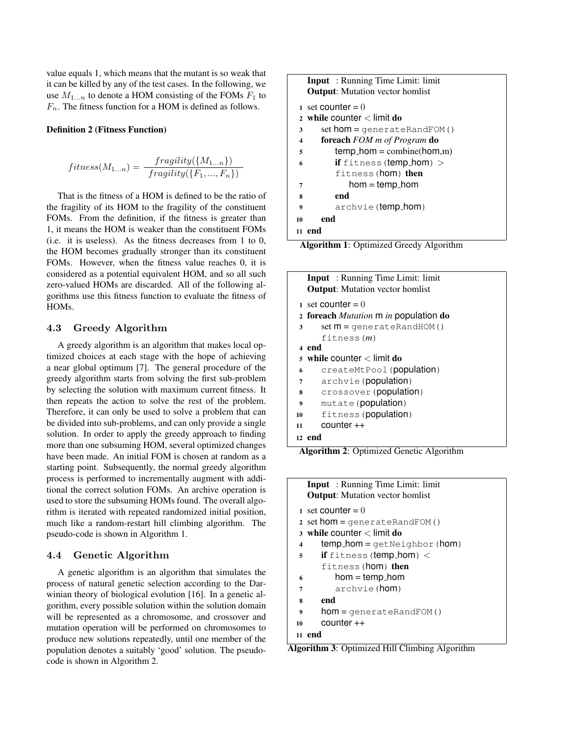value equals 1, which means that the mutant is so weak that it can be killed by any of the test cases. In the following, we use $M_{1...n}$ to denote a HOM consisting of the FOMs $F_1$ to $F_n$. The fitness function for a HOM is defined as follows.

**Definition 2 (Fitness Function)**

$$fitness(M_{1...n}) = \frac{fragility(\{M_{1...n}\})}{fragility(\{F_1, ..., F_n\})}$$

That is the fitness of a HOM is defined to be the ratio of the fragility of its HOM to the fragility of the constituent FOMs. From the definition, if the fitness is greater than 1, it means the HOM is weaker than the constituent FOMs (i.e. it is useless). As the fitness decreases from 1 to 0, the HOM becomes gradually stronger than its constituent FOMs. However, when the fitness value reaches 0, it is considered as a potential equivalent HOM, and so all such zero-valued HOMs are discarded. All of the following algorithms use this fitness function to evaluate the fitness of HOMs.

### 4.3 Greedy Algorithm

A greedy algorithm is an algorithm that makes local optimized choices at each stage with the hope of achieving a near global optimum [7]. The general procedure of the greedy algorithm starts from solving the first sub-problem by selecting the solution with maximum current fitness. It then repeats the action to solve the rest of the problem. Therefore, it can only be used to solve a problem that can be divided into sub-problems, and can only provide a single solution. In order to apply the greedy approach to finding more than one subsuming HOM, several optimized changes have been made. An initial FOM is chosen at random as a starting point. Subsequently, the normal greedy algorithm process is performed to incrementally augment with additional the correct solution FOMs. An archive operation is used to store the subsuming HOMs found. The overall algorithm is iterated with repeated randomized initial position, much like a random-restart hill climbing algorithm. The pseudo-code is shown in Algorithm 1.

### 4.4 Genetic Algorithm

A genetic algorithm is an algorithm that simulates the process of natural genetic selection according to the Darwinian theory of biological evolution [16]. In a genetic algorithm, every possible solution within the solution domain will be represented as a chromosome, and crossover and mutation operation will be performed on chromosomes to produce new solutions repeatedly, until one member of the population denotes a suitably 'good' solution. The pseudo-code is shown in Algorithm 2.

```
Input  : Running Time Limit: limit
Output: Mutation vector homlist
1  set counter = 0
2  while counter < limit do
3      set hom = generateRandFOM()
4      foreach FOM m of Program do
5          temp_hom = combine(hom,m)
6          if fitness(temp_hom) > fitness(hom) then
7              hom = temp_hom
8          end
9          archvie(temp_hom)
10     end
11 end
```

**Algorithm 1**: Optimized Greedy Algorithm

```
Input  : Running Time Limit: limit
Output: Mutation vector homlist
1  set counter = 0
2  foreach Mutation m in population do
3      set m = generateRandHOM() fitness(m)
4  end
5  while counter < limit do
6      createMtPool(population)
7      archvie(population)
8      crossover(population)
9      mutate(population)
10     fitness(population)
11     counter ++
12 end
```

**Algorithm 2**: Optimized Genetic Algorithm

```
Input  : Running Time Limit: limit
Output: Mutation vector homlist
1  set counter = 0
2  set hom = generateRandFOM()
3  while counter < limit do
4      temp_hom = getNeighbor(hom)
5      if fitness(temp_hom) < fitness(hom) then
6          hom = temp_hom
7          archvie(hom)
8      end
9      hom = generateRandFOM()
10     counter ++
11 end
```

**Algorithm 3**: Optimized Hill Climbing Algorithm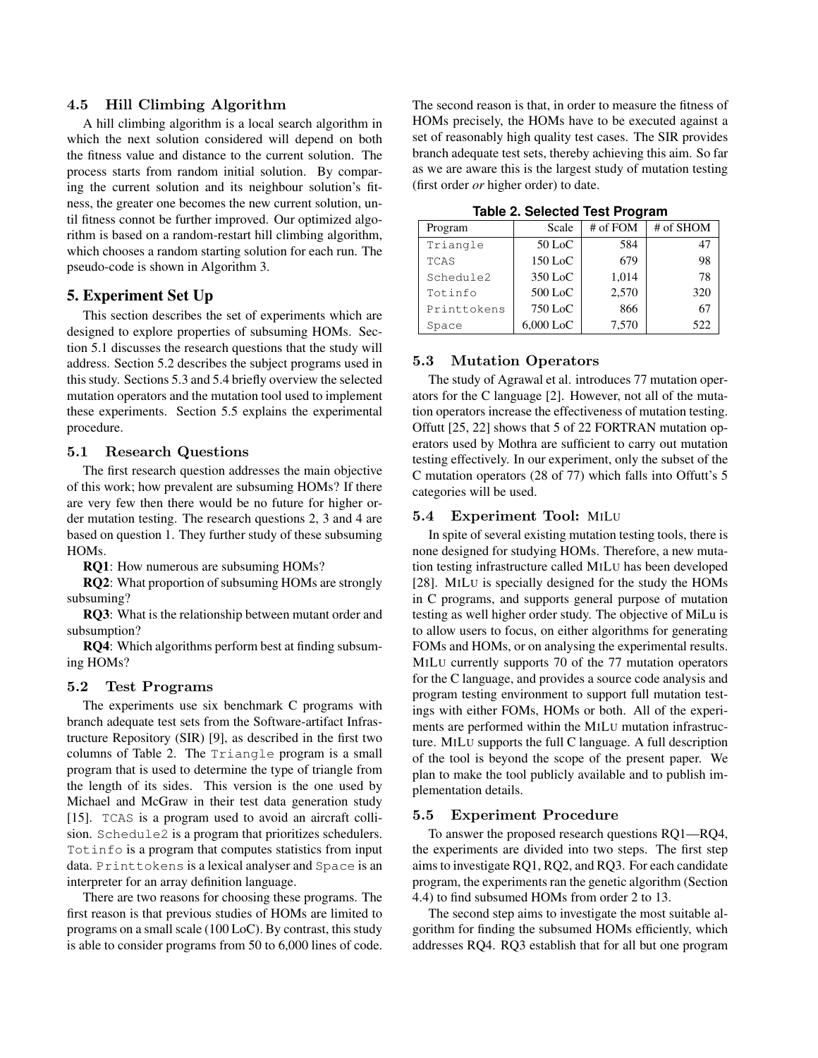### 4.5 Hill Climbing Algorithm

A hill climbing algorithm is a local search algorithm in which the next solution considered will depend on both the fitness value and distance to the current solution. The process starts from random initial solution. By comparing the current solution and its neighbour solution's fitness, the greater one becomes the new current solution, until fitness connot be further improved. Our optimized algorithm is based on a random-restart hill climbing algorithm, which chooses a random starting solution for each run. The pseudo-code is shown in Algorithm 3.

## 5. Experiment Set Up

This section describes the set of experiments which are designed to explore properties of subsuming HOMs. Section 5.1 discusses the research questions that the study will address. Section 5.2 describes the subject programs used in this study. Sections 5.3 and 5.4 briefly overview the selected mutation operators and the mutation tool used to implement these experiments. Section 5.5 explains the experimental procedure.

### 5.1 Research Questions

The first research question addresses the main objective of this work; how prevalent are subsuming HOMs? If there are very few then there would be no future for higher order mutation testing. The research questions 2, 3 and 4 are based on question 1. They further study of these subsuming HOMs.

**RQ1**: How numerous are subsuming HOMs?

**RQ2**: What proportion of subsuming HOMs are strongly subsuming?

**RQ3**: What is the relationship between mutant order and subsumption?

**RQ4**: Which algorithms perform best at finding subsuming HOMs?

### 5.2 Test Programs

The experiments use six benchmark C programs with branch adequate test sets from the Software-artifact Infrastructure Repository (SIR) [9], as described in the first two columns of Table 2. The `Triangle` program is a small program that is used to determine the type of triangle from the length of its sides. This version is the one used by Michael and McGraw in their test data generation study [15]. `TCAS` is a program used to avoid an aircraft collision. `Schedule2` is a program that prioritizes schedulers. `Totinfo` is a program that computes statistics from input data. `Printtokens` is a lexical analyser and `Space` is an interpreter for an array definition language.

There are two reasons for choosing these programs. The first reason is that previous studies of HOMs are limited to programs on a small scale (100 LoC). By contrast, this study is able to consider programs from 50 to 6,000 lines of code. The second reason is that, in order to measure the fitness of HOMs precisely, the HOMs have to be executed against a set of reasonably high quality test cases. The SIR provides branch adequate test sets, thereby achieving this aim. So far as we are aware this is the largest study of mutation testing (first order *or* higher order) to date.

**Table 2. Selected Test Program**

| Program | Scale | # of FOM | # of SHOM |
|---|---|---|---|
| `Triangle` | 50 LoC | 584 | 47 |
| `TCAS` | 150 LoC | 679 | 98 |
| `Schedule2` | 350 LoC | 1,014 | 78 |
| `Totinfo` | 500 LoC | 2,570 | 320 |
| `Printtokens` | 750 LoC | 866 | 67 |
| `Space` | 6,000 LoC | 7,570 | 522 |

### 5.3 Mutation Operators

The study of Agrawal et al. introduces 77 mutation operators for the C language [2]. However, not all of the mutation operators increase the effectiveness of mutation testing. Offutt [25, 22] shows that 5 of 22 FORTRAN mutation operators used by Mothra are sufficient to carry out mutation testing effectively. In our experiment, only the subset of the C mutation operators (28 of 77) which falls into Offutt's 5 categories will be used.

### 5.4 Experiment Tool: MiLu

In spite of several existing mutation testing tools, there is none designed for studying HOMs. Therefore, a new mutation testing infrastructure called MiLu has been developed [28]. MiLu is specially designed for the study the HOMs in C programs, and supports general purpose of mutation testing as well higher order study. The objective of MiLu is to allow users to focus, on either algorithms for generating FOMs and HOMs, or on analysing the experimental results. MiLu currently supports 70 of the 77 mutation operators for the C language, and provides a source code analysis and program testing environment to support full mutation testings with either FOMs, HOMs or both. All of the experiments are performed within the MiLu mutation infrastructure. MiLu supports the full C language. A full description of the tool is beyond the scope of the present paper. We plan to make the tool publicly available and to publish implementation details.

### 5.5 Experiment Procedure

To answer the proposed research questions RQ1—RQ4, the experiments are divided into two steps. The first step aims to investigate RQ1, RQ2, and RQ3. For each candidate program, the experiments ran the genetic algorithm (Section 4.4) to find subsumed HOMs from order 2 to 13.

The second step aims to investigate the most suitable algorithm for finding the subsumed HOMs efficiently, which addresses RQ4. RQ3 establish that for all but one program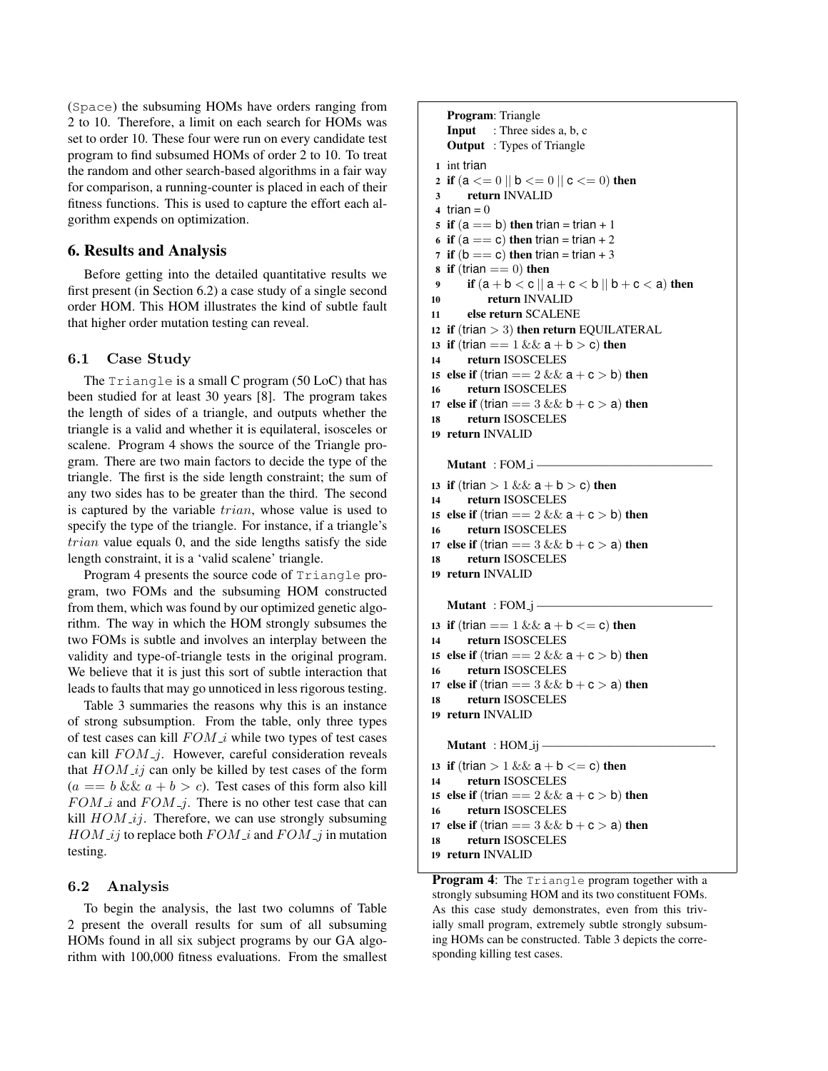(Space) the subsuming HOMs have orders ranging from 2 to 10. Therefore, a limit on each search for HOMs was set to order 10. These four were run on every candidate test program to find subsumed HOMs of order 2 to 10. To treat the random and other search-based algorithms in a fair way for comparison, a running-counter is placed in each of their fitness functions. This is used to capture the effort each algorithm expends on optimization.

## 6. Results and Analysis

Before getting into the detailed quantitative results we first present (in Section 6.2) a case study of a single second order HOM. This HOM illustrates the kind of subtle fault that higher order mutation testing can reveal.

### 6.1 Case Study

The Triangle is a small C program (50 LoC) that has been studied for at least 30 years [8]. The program takes the length of sides of a triangle, and outputs whether the triangle is a valid and whether it is equilateral, isosceles or scalene. Program 4 shows the source of the Triangle program. There are two main factors to decide the type of the triangle. The first is the side length constraint; the sum of any two sides has to be greater than the third. The second is captured by the variable $trian$, whose value is used to specify the type of the triangle. For instance, if a triangle's $trian$ value equals 0, and the side lengths satisfy the side length constraint, it is a 'valid scalene' triangle.

Program 4 presents the source code of Triangle program, two FOMs and the subsuming HOM constructed from them, which was found by our optimized genetic algorithm. The way in which the HOM strongly subsumes the two FOMs is subtle and involves an interplay between the validity and type-of-triangle tests in the original program. We believe that it is just this sort of subtle interaction that leads to faults that may go unnoticed in less rigorous testing.

Table 3 summaries the reasons why this is an instance of strong subsumption. From the table, only three types of test cases can kill $FOM\_i$ while two types of test cases can kill $FOM\_j$. However, careful consideration reveals that $HOM\_ij$ can only be killed by test cases of the form ($a == b$ && $a + b > c$). Test cases of this form also kill $FOM\_i$ and $FOM\_j$. There is no other test case that can kill $HOM\_ij$. Therefore, we can use strongly subsuming $HOM\_ij$ to replace both $FOM\_i$ and $FOM\_j$ in mutation testing.

### 6.2 Analysis

To begin the analysis, the last two columns of Table 2 present the overall results for sum of all subsuming HOMs found in all six subject programs by our GA algorithm with 100,000 fitness evaluations. From the smallest

```
Program: Triangle
Input  : Three sides a, b, c
Output : Types of Triangle

1  int trian
2  if (a <= 0 || b <= 0 || c <= 0) then
3      return INVALID
4  trian = 0
5  if (a == b) then trian = trian + 1
6  if (a == c) then trian = trian + 2
7  if (b == c) then trian = trian + 3
8  if (trian == 0) then
9      if (a + b < c || a + c < b || b + c < a) then
10         return INVALID
11     else return SCALENE
12 if (trian > 3) then return EQUILATERAL
13 if (trian == 1 && a + b > c) then
14     return ISOSCELES
15 else if (trian == 2 && a + c > b) then
16     return ISOSCELES
17 else if (trian == 3 && b + c > a) then
18     return ISOSCELES
19 return INVALID

Mutant : FOM_i ——————————————————
13 if (trian > 1 && a + b > c) then
14     return ISOSCELES
15 else if (trian == 2 && a + c > b) then
16     return ISOSCELES
17 else if (trian == 3 && b + c > a) then
18     return ISOSCELES
19 return INVALID

Mutant : FOM_j ——————————————————
13 if (trian == 1 && a + b <= c) then
14     return ISOSCELES
15 else if (trian == 2 && a + c > b) then
16     return ISOSCELES
17 else if (trian == 3 && b + c > a) then
18     return ISOSCELES
19 return INVALID

Mutant : HOM_ij ——————————————————
13 if (trian > 1 && a + b <= c) then
14     return ISOSCELES
15 else if (trian == 2 && a + c > b) then
16     return ISOSCELES
17 else if (trian == 3 && b + c > a) then
18     return ISOSCELES
19 return INVALID
```

**Program 4**: The Triangle program together with a strongly subsuming HOM and its two constituent FOMs. As this case study demonstrates, even from this trivially small program, extremely subtle strongly subsuming HOMs can be constructed. Table 3 depicts the corresponding killing test cases.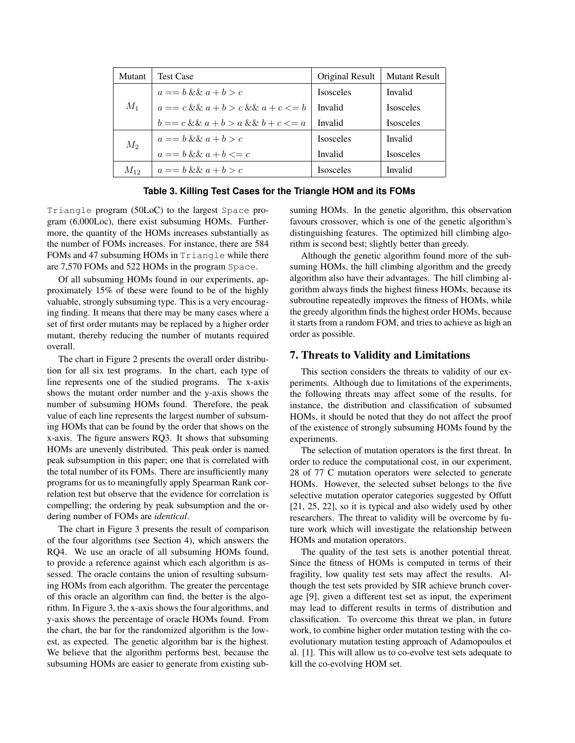| Mutant | Test Case | Original Result | Mutant Result |
|---|---|---|---|
| $M_1$ | $a == b \,\&\&\, a + b > c$ | Isosceles | Invalid |
| | $a == c \,\&\&\, a + b > c \,\&\&\, a + c <= b$ | Invalid | Isosceles |
| | $b == c \,\&\&\, a + b > a \,\&\&\, b + c <= a$ | Invalid | Isosceles |
| $M_2$ | $a == b \,\&\&\, a + b > c$ | Isosceles | Invalid |
| | $a == b \,\&\&\, a + b <= c$ | Invalid | Isosceles |
| $M_{12}$ | $a == b \,\&\&\, a + b > c$ | Isosceles | Invalid |

**Table 3. Killing Test Cases for the Triangle HOM and its FOMs**

Triangle program (50LoC) to the largest Space program (6,000Loc), there exist subsuming HOMs. Furthermore, the quantity of the HOMs increases substantially as the number of FOMs increases. For instance, there are 584 FOMs and 47 subsuming HOMs in Triangle while there are 7,570 FOMs and 522 HOMs in the program Space.

Of all subsuming HOMs found in our experiments, approximately 15% of these were found to be of the highly valuable, strongly subsuming type. This is a very encouraging finding. It means that there may be many cases where a set of first order mutants may be replaced by a higher order mutant, thereby reducing the number of mutants required overall.

The chart in Figure 2 presents the overall order distribution for all six test programs. In the chart, each type of line represents one of the studied programs. The x-axis shows the mutant order number and the y-axis shows the number of subsuming HOMs found. Therefore, the peak value of each line represents the largest number of subsuming HOMs that can be found by the order that shows on the x-axis. The figure answers RQ3. It shows that subsuming HOMs are unevenly distributed. This peak order is named peak subsumption in this paper; one that is correlated with the total number of its FOMs. There are insufficiently many programs for us to meaningfully apply Spearman Rank correlation test but observe that the evidence for correlation is compelling; the ordering by peak subsumption and the ordering number of FOMs are *identical*.

The chart in Figure 3 presents the result of comparison of the four algorithms (see Section 4), which answers the RQ4. We use an oracle of all subsuming HOMs found, to provide a reference against which each algorithm is assessed. The oracle contains the union of resulting subsuming HOMs from each algorithm. The greater the percentage of this oracle an algorithm can find, the better is the algorithm. In Figure 3, the x-axis shows the four algorithms, and y-axis shows the percentage of oracle HOMs found. From the chart, the bar for the randomized algorithm is the lowest, as expected. The genetic algorithm bar is the highest. We believe that the algorithm performs best, because the subsuming HOMs are easier to generate from existing subsuming HOMs. In the genetic algorithm, this observation favours crossover, which is one of the genetic algorithm's distinguishing features. The optimized hill climbing algorithm is second best; slightly better than greedy.

Although the genetic algorithm found more of the subsuming HOMs, the hill climbing algorithm and the greedy algorithm also have their advantages. The hill climbing algorithm always finds the highest fitness HOMs, because its subroutine repeatedly improves the fitness of HOMs, while the greedy algorithm finds the highest order HOMs, because it starts from a random FOM, and tries to achieve as high an order as possible.

## 7. Threats to Validity and Limitations

This section considers the threats to validity of our experiments. Although due to limitations of the experiments, the following threats may affect some of the results, for instance, the distribution and classification of subsumed HOMs, it should be noted that they do not affect the proof of the existence of strongly subsuming HOMs found by the experiments.

The selection of mutation operators is the first threat. In order to reduce the computational cost, in our experiment, 28 of 77 C mutation operators were selected to generate HOMs. However, the selected subset belongs to the five selective mutation operator categories suggested by Offutt [21, 25, 22], so it is typical and also widely used by other researchers. The threat to validity will be overcome by future work which will investigate the relationship between HOMs and mutation operators.

The quality of the test sets is another potential threat. Since the fitness of HOMs is computed in terms of their fragility, low quality test sets may affect the results. Although the test sets provided by SIR achieve brunch coverage [9], given a different test set as input, the experiment may lead to different results in terms of distribution and classification. To overcome this threat we plan, in future work, to combine higher order mutation testing with the co-evolutionary mutation testing approach of Adamopoulos et al. [1]. This will allow us to co-evolve test sets adequate to kill the co-evolving HOM set.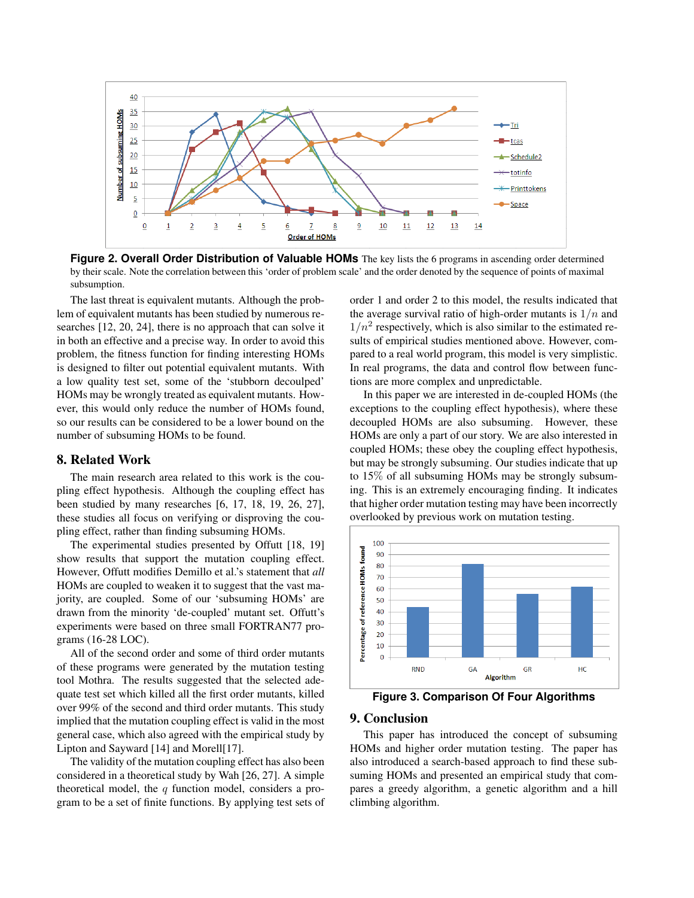**Figure 2. Overall Order Distribution of Valuable HOMs** The key lists the 6 programs in ascending order determined by their scale. Note the correlation between this 'order of problem scale' and the order denoted by the sequence of points of maximal subsumption.

The last threat is equivalent mutants. Although the problem of equivalent mutants has been studied by numerous researches [12, 20, 24], there is no approach that can solve it in both an effective and a precise way. In order to avoid this problem, the fitness function for finding interesting HOMs is designed to filter out potential equivalent mutants. With a low quality test set, some of the 'stubborn decoupled' HOMs may be wrongly treated as equivalent mutants. However, this would only reduce the number of HOMs found, so our results can be considered to be a lower bound on the number of subsuming HOMs to be found.

## 8. Related Work

The main research area related to this work is the coupling effect hypothesis. Although the coupling effect has been studied by many researches [6, 17, 18, 19, 26, 27], these studies all focus on verifying or disproving the coupling effect, rather than finding subsuming HOMs.

The experimental studies presented by Offutt [18, 19] show results that support the mutation coupling effect. However, Offutt modifies Demillo et al.'s statement that *all* HOMs are coupled to weaken it to suggest that the vast majority, are coupled. Some of our 'subsuming HOMs' are drawn from the minority 'de-coupled' mutant set. Offutt's experiments were based on three small FORTRAN77 programs (16-28 LOC).

All of the second order and some of third order mutants of these programs were generated by the mutation testing tool Mothra. The results suggested that the selected adequate test set which killed all the first order mutants, killed over 99% of the second and third order mutants. This study implied that the mutation coupling effect is valid in the most general case, which also agreed with the empirical study by Lipton and Sayward [14] and Morell[17].

The validity of the mutation coupling effect has also been considered in a theoretical study by Wah [26, 27]. A simple theoretical model, the $q$ function model, considers a program to be a set of finite functions. By applying test sets of order 1 and order 2 to this model, the results indicated that the average survival ratio of high-order mutants is $1/n$ and $1/n^2$ respectively, which is also similar to the estimated results of empirical studies mentioned above. However, compared to a real world program, this model is very simplistic. In real programs, the data and control flow between functions are more complex and unpredictable.

In this paper we are interested in de-coupled HOMs (the exceptions to the coupling effect hypothesis), where these decoupled HOMs are also subsuming. However, these HOMs are only a part of our story. We are also interested in coupled HOMs; these obey the coupling effect hypothesis, but may be strongly subsuming. Our studies indicate that up to 15% of all subsuming HOMs may be strongly subsuming. This is an extremely encouraging finding. It indicates that higher order mutation testing may have been incorrectly overlooked by previous work on mutation testing.

**Figure 3. Comparison Of Four Algorithms**

## 9. Conclusion

This paper has introduced the concept of subsuming HOMs and higher order mutation testing. The paper has also introduced a search-based approach to find these subsuming HOMs and presented an empirical study that compares a greedy algorithm, a genetic algorithm and a hill climbing algorithm.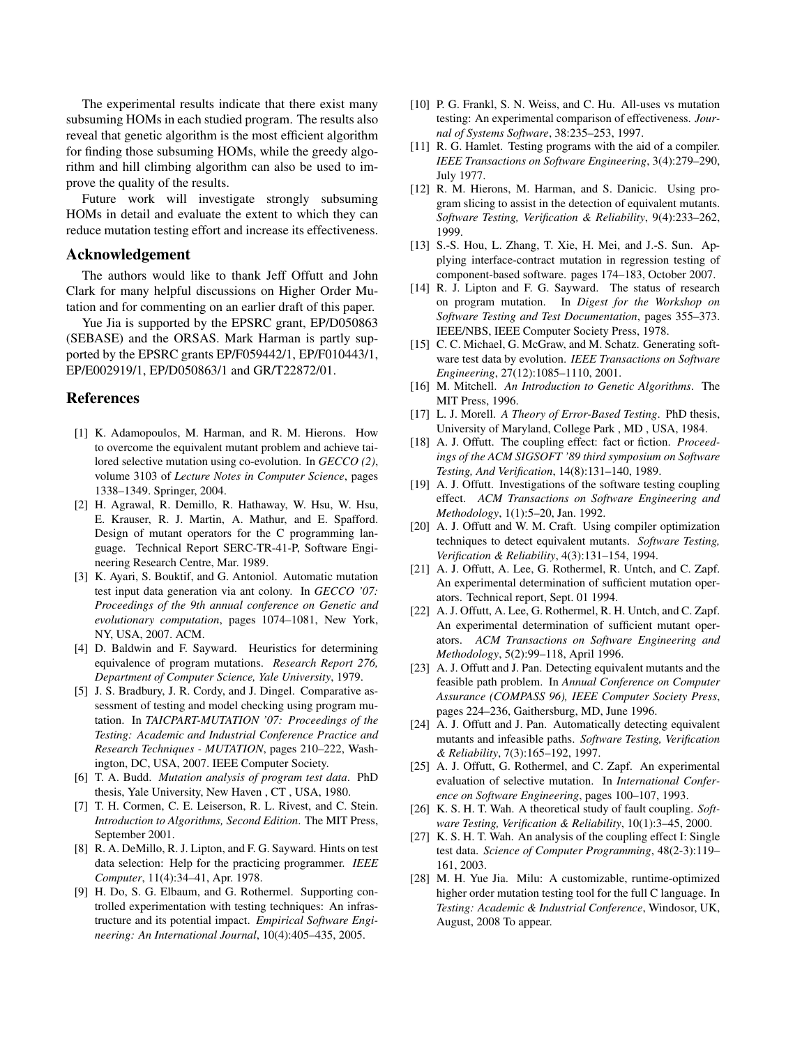The experimental results indicate that there exist many subsuming HOMs in each studied program. The results also reveal that genetic algorithm is the most efficient algorithm for finding those subsuming HOMs, while the greedy algorithm and hill climbing algorithm can also be used to improve the quality of the results.

Future work will investigate strongly subsuming HOMs in detail and evaluate the extent to which they can reduce mutation testing effort and increase its effectiveness.

## Acknowledgement

The authors would like to thank Jeff Offutt and John Clark for many helpful discussions on Higher Order Mutation and for commenting on an earlier draft of this paper.

Yue Jia is supported by the EPSRC grant, EP/D050863 (SEBASE) and the ORSAS. Mark Harman is partly supported by the EPSRC grants EP/F059442/1, EP/F010443/1, EP/E002919/1, EP/D050863/1 and GR/T22872/01.

## References

[1] K. Adamopoulos, M. Harman, and R. M. Hierons. How to overcome the equivalent mutant problem and achieve tailored selective mutation using co-evolution. In *GECCO (2)*, volume 3103 of *Lecture Notes in Computer Science*, pages 1338–1349. Springer, 2004.

[2] H. Agrawal, R. Demillo, R. Hathaway, W. Hsu, W. Hsu, E. Krauser, R. J. Martin, A. Mathur, and E. Spafford. Design of mutant operators for the C programming language. Technical Report SERC-TR-41-P, Software Engineering Research Centre, Mar. 1989.

[3] K. Ayari, S. Bouktif, and G. Antoniol. Automatic mutation test input data generation via ant colony. In *GECCO '07: Proceedings of the 9th annual conference on Genetic and evolutionary computation*, pages 1074–1081, New York, NY, USA, 2007. ACM.

[4] D. Baldwin and F. Sayward. Heuristics for determining equivalence of program mutations. *Research Report 276, Department of Computer Science, Yale University*, 1979.

[5] J. S. Bradbury, J. R. Cordy, and J. Dingel. Comparative assessment of testing and model checking using program mutation. In *TAICPART-MUTATION '07: Proceedings of the Testing: Academic and Industrial Conference Practice and Research Techniques - MUTATION*, pages 210–222, Washington, DC, USA, 2007. IEEE Computer Society.

[6] T. A. Budd. *Mutation analysis of program test data*. PhD thesis, Yale University, New Haven , CT , USA, 1980.

[7] T. H. Cormen, C. E. Leiserson, R. L. Rivest, and C. Stein. *Introduction to Algorithms, Second Edition*. The MIT Press, September 2001.

[8] R. A. DeMillo, R. J. Lipton, and F. G. Sayward. Hints on test data selection: Help for the practicing programmer. *IEEE Computer*, 11(4):34–41, Apr. 1978.

[9] H. Do, S. G. Elbaum, and G. Rothermel. Supporting controlled experimentation with testing techniques: An infrastructure and its potential impact. *Empirical Software Engineering: An International Journal*, 10(4):405–435, 2005.

[10] P. G. Frankl, S. N. Weiss, and C. Hu. All-uses vs mutation testing: An experimental comparison of effectiveness. *Journal of Systems Software*, 38:235–253, 1997.

[11] R. G. Hamlet. Testing programs with the aid of a compiler. *IEEE Transactions on Software Engineering*, 3(4):279–290, July 1977.

[12] R. M. Hierons, M. Harman, and S. Danicic. Using program slicing to assist in the detection of equivalent mutants. *Software Testing, Verification & Reliability*, 9(4):233–262, 1999.

[13] S.-S. Hou, L. Zhang, T. Xie, H. Mei, and J.-S. Sun. Applying interface-contract mutation in regression testing of component-based software. pages 174–183, October 2007.

[14] R. J. Lipton and F. G. Sayward. The status of research on program mutation. In *Digest for the Workshop on Software Testing and Test Documentation*, pages 355–373. IEEE/NBS, IEEE Computer Society Press, 1978.

[15] C. C. Michael, G. McGraw, and M. Schatz. Generating software test data by evolution. *IEEE Transactions on Software Engineering*, 27(12):1085–1110, 2001.

[16] M. Mitchell. *An Introduction to Genetic Algorithms*. The MIT Press, 1996.

[17] L. J. Morell. *A Theory of Error-Based Testing*. PhD thesis, University of Maryland, College Park , MD , USA, 1984.

[18] A. J. Offutt. The coupling effect: fact or fiction. *Proceedings of the ACM SIGSOFT '89 third symposium on Software Testing, And Verification*, 14(8):131–140, 1989.

[19] A. J. Offutt. Investigations of the software testing coupling effect. *ACM Transactions on Software Engineering and Methodology*, 1(1):5–20, Jan. 1992.

[20] A. J. Offutt and W. M. Craft. Using compiler optimization techniques to detect equivalent mutants. *Software Testing, Verification & Reliability*, 4(3):131–154, 1994.

[21] A. J. Offutt, A. Lee, G. Rothermel, R. Untch, and C. Zapf. An experimental determination of sufficient mutation operators. Technical report, Sept. 01 1994.

[22] A. J. Offutt, A. Lee, G. Rothermel, R. H. Untch, and C. Zapf. An experimental determination of sufficient mutant operators. *ACM Transactions on Software Engineering and Methodology*, 5(2):99–118, April 1996.

[23] A. J. Offutt and J. Pan. Detecting equivalent mutants and the feasible path problem. In *Annual Conference on Computer Assurance (COMPASS 96), IEEE Computer Society Press*, pages 224–236, Gaithersburg, MD, June 1996.

[24] A. J. Offutt and J. Pan. Automatically detecting equivalent mutants and infeasible paths. *Software Testing, Verification & Reliability*, 7(3):165–192, 1997.

[25] A. J. Offutt, G. Rothermel, and C. Zapf. An experimental evaluation of selective mutation. In *International Conference on Software Engineering*, pages 100–107, 1993.

[26] K. S. H. T. Wah. A theoretical study of fault coupling. *Software Testing, Verification & Reliability*, 10(1):3–45, 2000.

[27] K. S. H. T. Wah. An analysis of the coupling effect I: Single test data. *Science of Computer Programming*, 48(2-3):119–161, 2003.

[28] M. H. Yue Jia. Milu: A customizable, runtime-optimized higher order mutation testing tool for the full C language. In *Testing: Academic & Industrial Conference*, Windosor, UK, August, 2008 To appear.